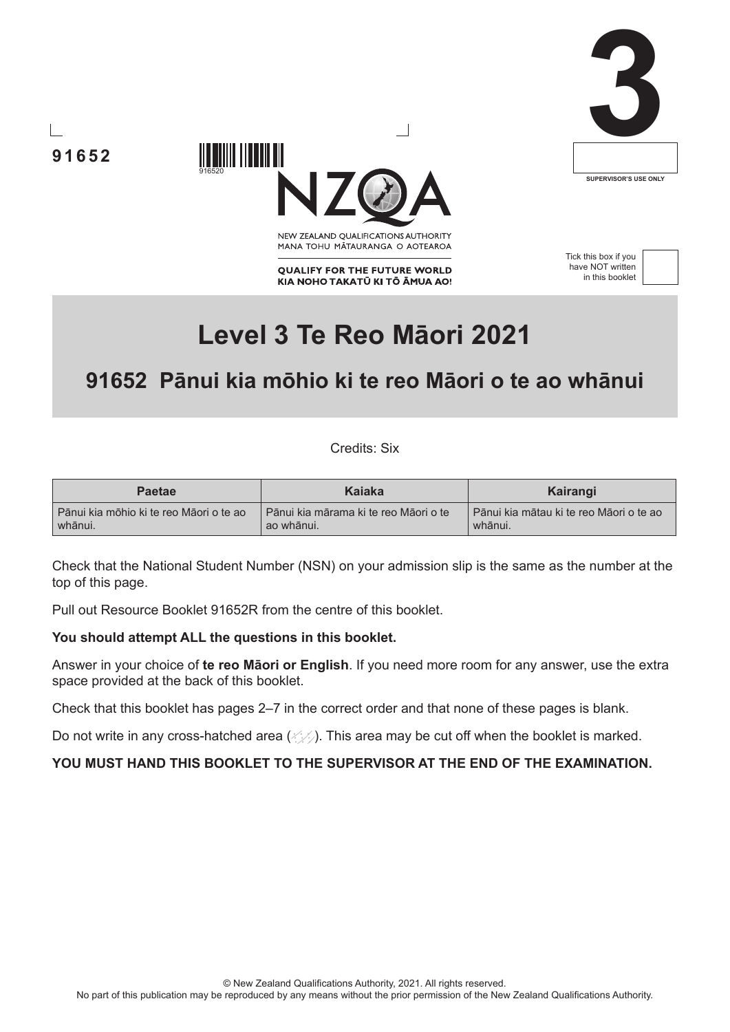91652

916520

NEW ZEALAND QUALIFICATIONS AUTHORITY
MANA TOHU MĀTAURANGA O AOTEAROA

QUALIFY FOR THE FUTURE WORLD
KIA NOHO TAKATŪ KI TŌ ĀMUA AO!

3

SUPERVISOR'S USE ONLY

Tick this box if you have NOT written in this booklet

# Level 3 Te Reo Māori 2021

## 91652 Pānui kia mōhio ki te reo Māori o te ao whānui

Credits: Six

| Paetae | Kaiaka | Kairangi |
|---|---|---|
| Pānui kia mōhio ki te reo Māori o te ao whānui. | Pānui kia mārama ki te reo Māori o te ao whānui. | Pānui kia mātau ki te reo Māori o te ao whānui. |

Check that the National Student Number (NSN) on your admission slip is the same as the number at the top of this page.

Pull out Resource Booklet 91652R from the centre of this booklet.

**You should attempt ALL the questions in this booklet.**

Answer in your choice of **te reo Māori or English**. If you need more room for any answer, use the extra space provided at the back of this booklet.

Check that this booklet has pages 2–7 in the correct order and that none of these pages is blank.

Do not write in any cross-hatched area. This area may be cut off when the booklet is marked.

**YOU MUST HAND THIS BOOKLET TO THE SUPERVISOR AT THE END OF THE EXAMINATION.**

© New Zealand Qualifications Authority, 2021. All rights reserved.
No part of this publication may be reproduced by any means without the prior permission of the New Zealand Qualifications Authority.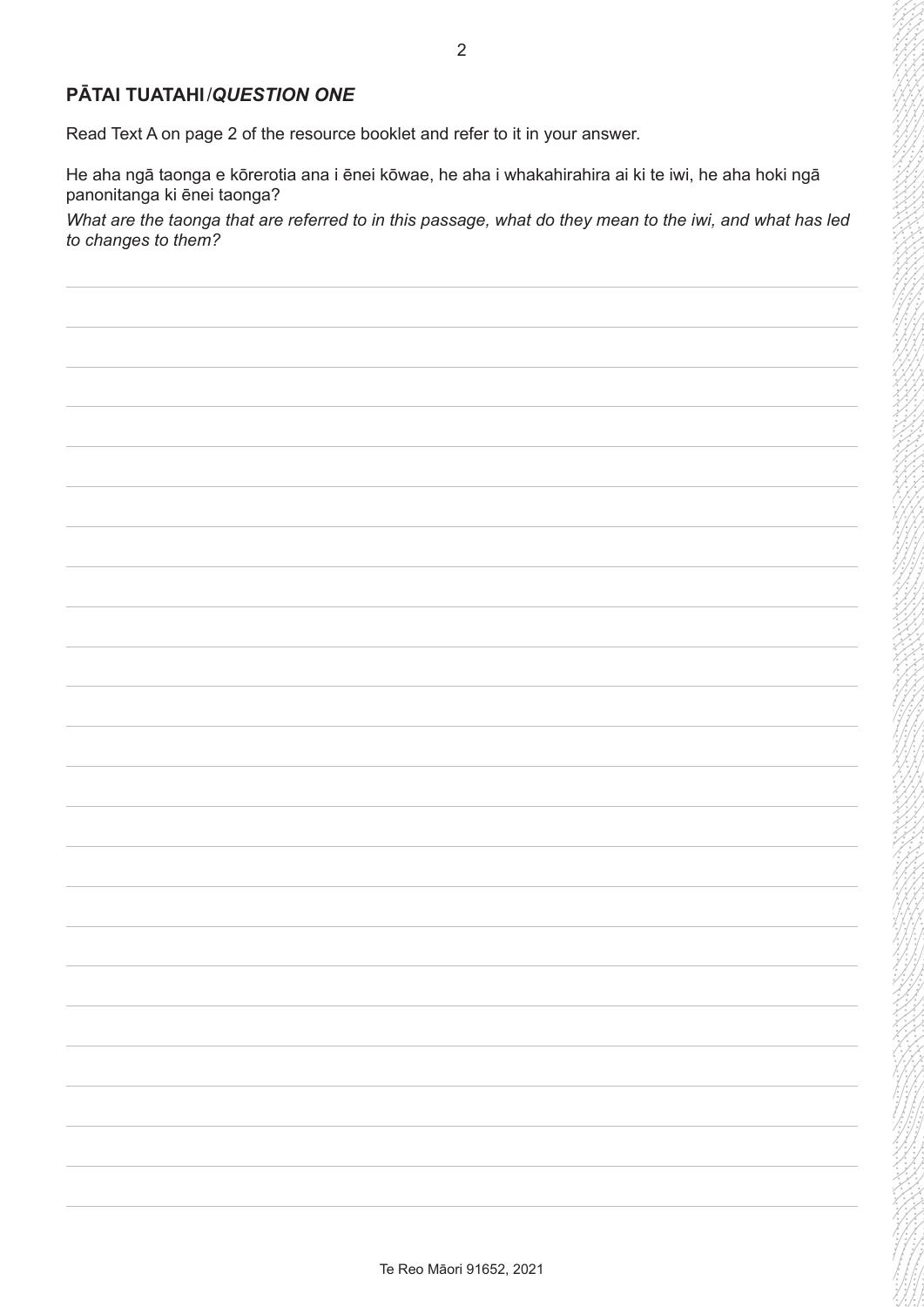## PĀTAI TUATAHI/*QUESTION ONE*

Read Text A on page 2 of the resource booklet and refer to it in your answer.

He aha ngā taonga e kōrerotia ana i ēnei kōwae, he aha i whakahirahira ai ki te iwi, he aha hoki ngā panonitanga ki ēnei taonga?

*What are the taonga that are referred to in this passage, what do they mean to the iwi, and what has led to changes to them?*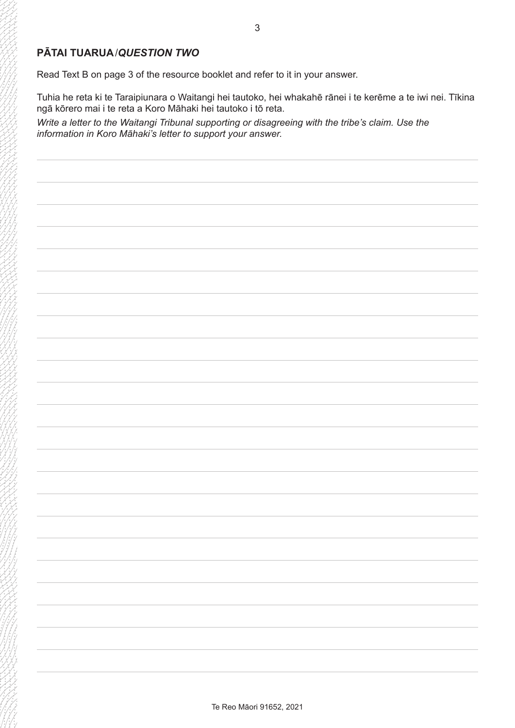## PĀTAI TUARUA/*QUESTION TWO*

Read Text B on page 3 of the resource booklet and refer to it in your answer.

Tuhia he reta ki te Taraipiunara o Waitangi hei tautoko, hei whakahē rānei i te kerēme a te iwi nei. Tīkina ngā kōrero mai i te reta a Koro Māhaki hei tautoko i tō reta.

*Write a letter to the Waitangi Tribunal supporting or disagreeing with the tribe's claim. Use the information in Koro Māhaki's letter to support your answer.*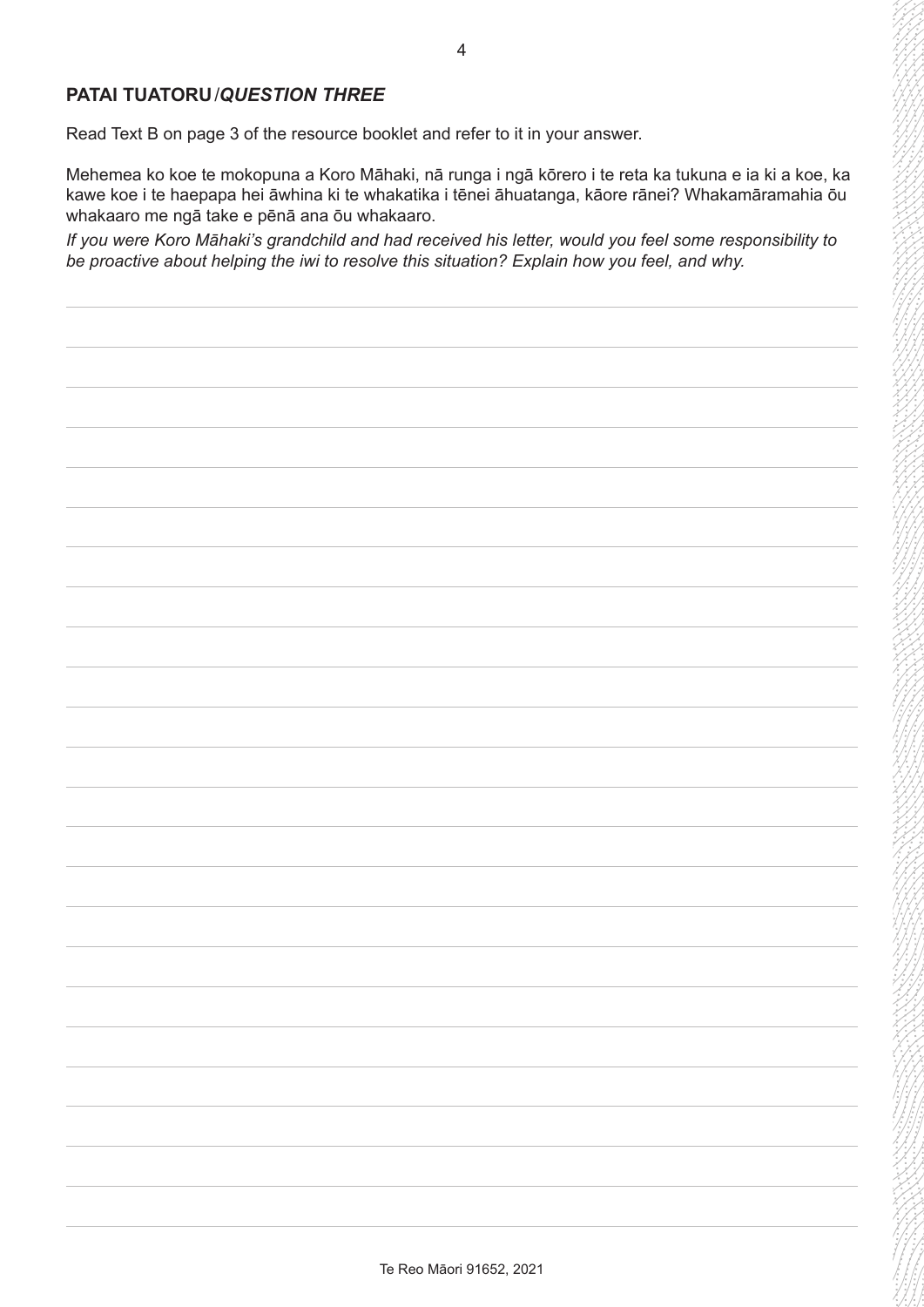## PATAI TUATORU / *QUESTION THREE*

Read Text B on page 3 of the resource booklet and refer to it in your answer.

Mehemea ko koe te mokopuna a Koro Māhaki, nā runga i ngā kōrero i te reta ka tukuna e ia ki a koe, ka kawe koe i te haepapa hei āwhina ki te whakatika i tēnei āhuatanga, kāore rānei? Whakamāramahia ōu whakaaro me ngā take e pēnā ana ōu whakaaro.

*If you were Koro Māhaki's grandchild and had received his letter, would you feel some responsibility to be proactive about helping the iwi to resolve this situation? Explain how you feel, and why.*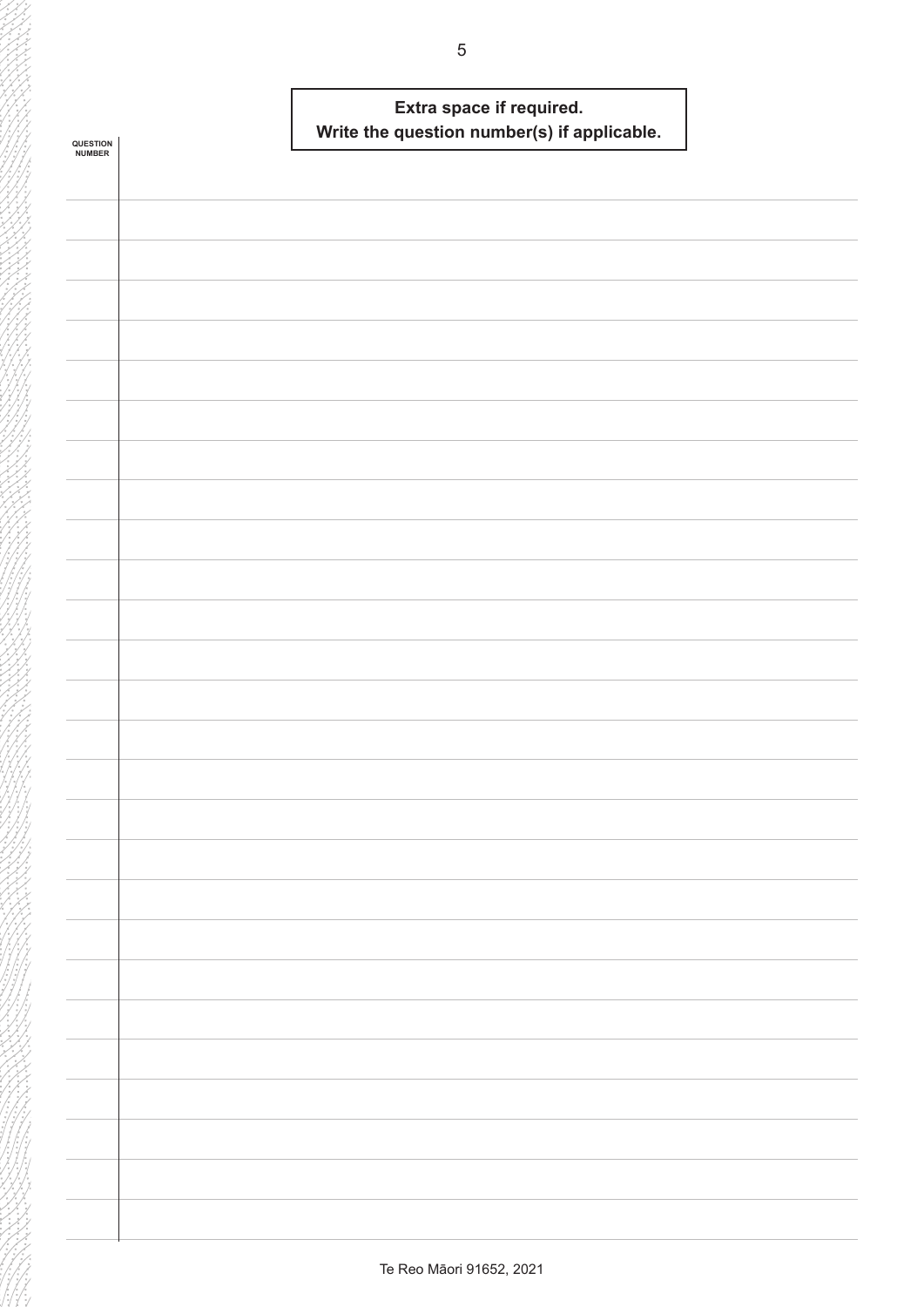**Extra space if required.**
**Write the question number(s) if applicable.**

QUESTION NUMBER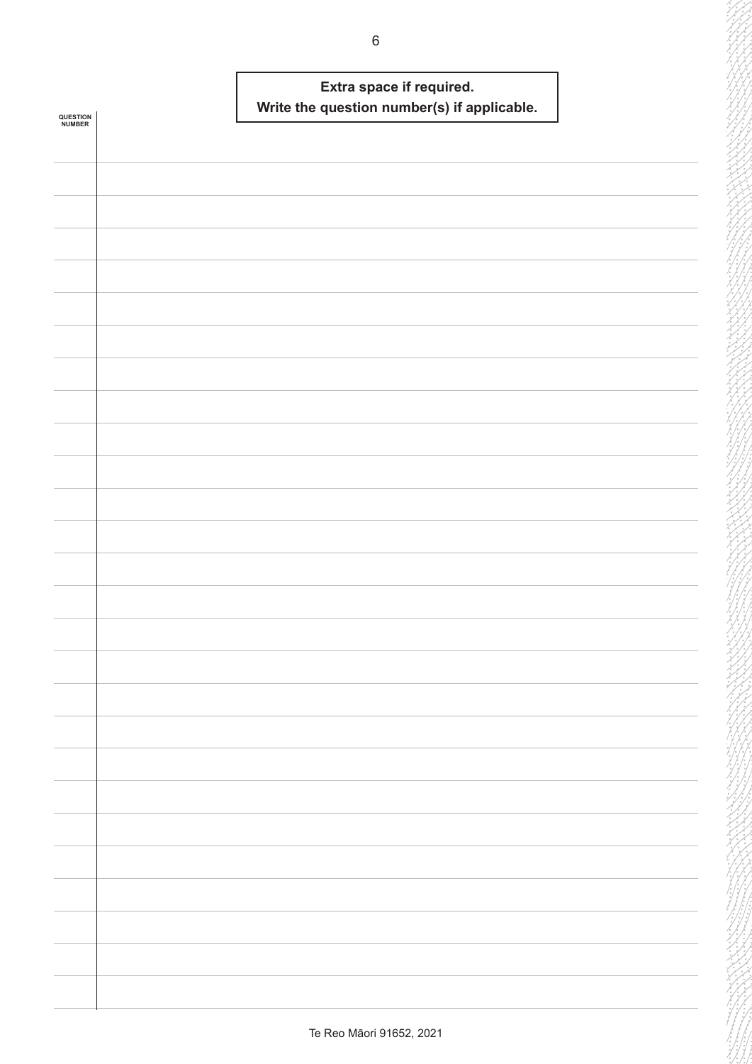**Extra space if required.**
**Write the question number(s) if applicable.**

QUESTION NUMBER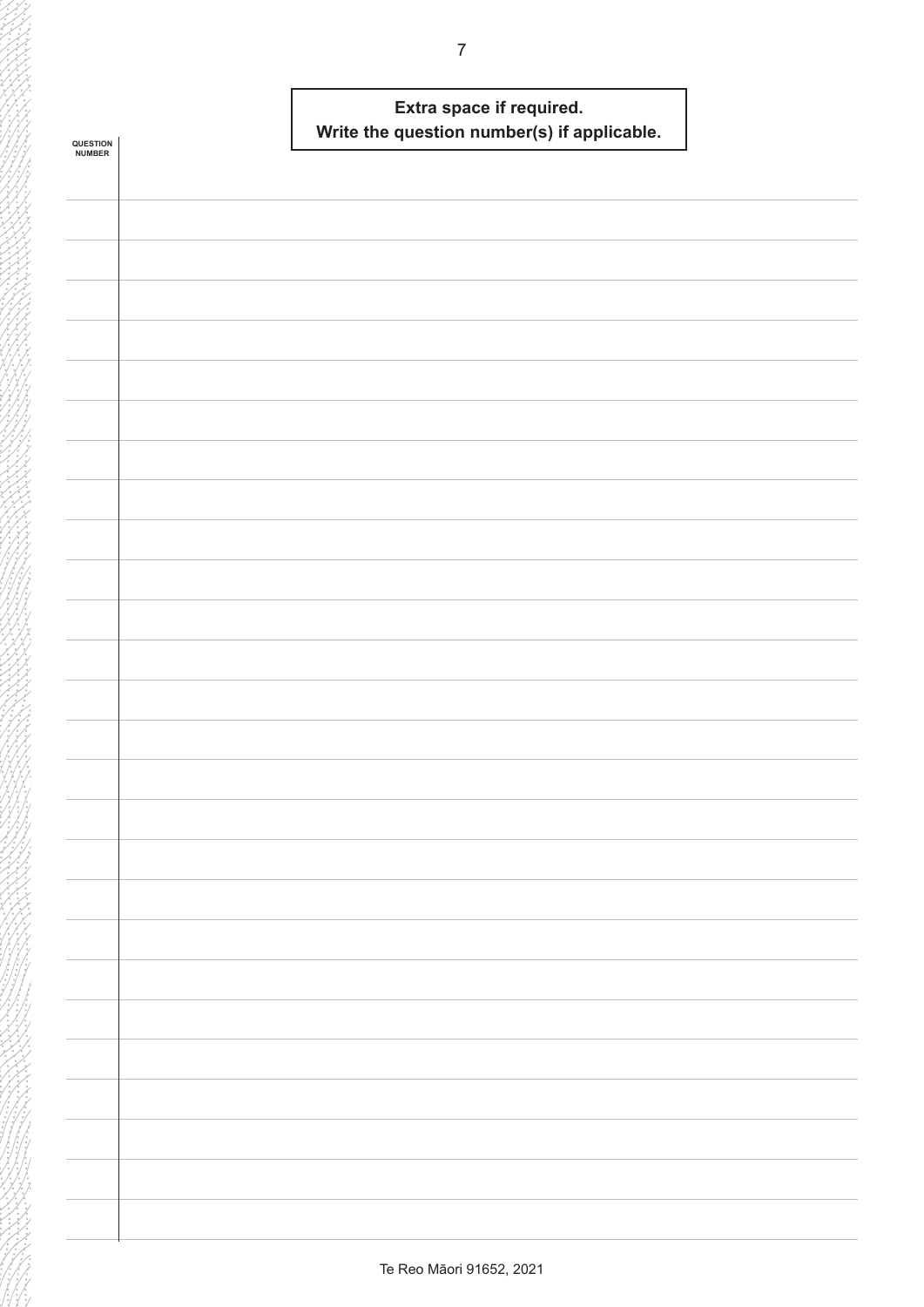**Extra space if required.**
**Write the question number(s) if applicable.**

QUESTION NUMBER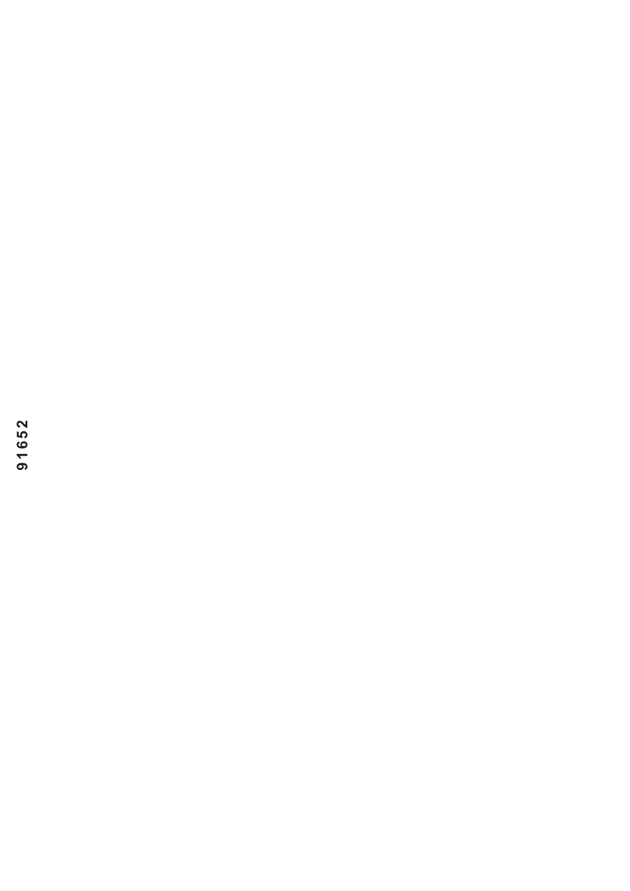91652